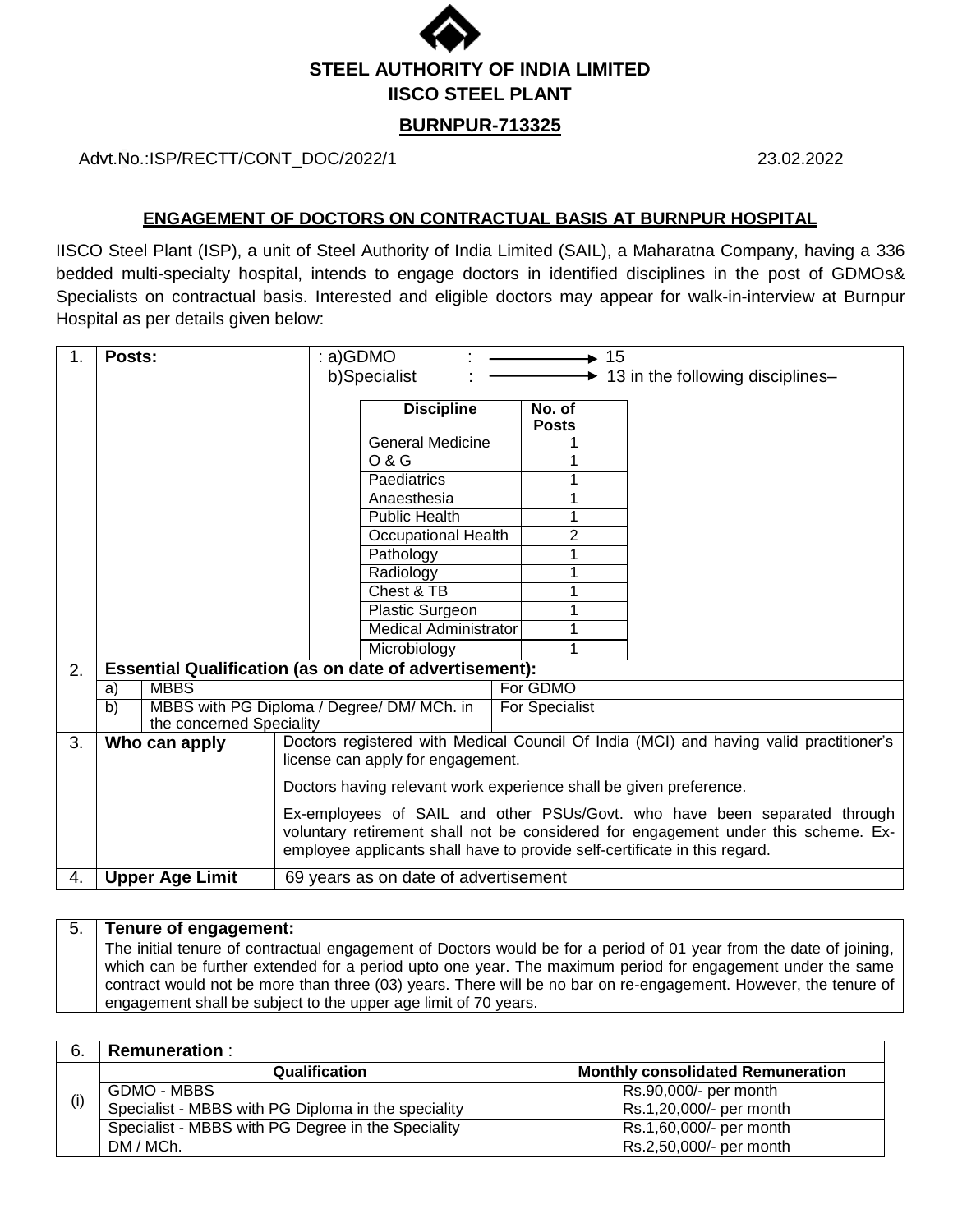# STEEL AUTHORITY OF INDIA LIMITED
## IISCO STEEL PLANT
### BURNPUR-713325

Advt.No.:ISP/RECTT/CONT_DOC/2022/1 23.02.2022

**ENGAGEMENT OF DOCTORS ON CONTRACTUAL BASIS AT BURNPUR HOSPITAL**

IISCO Steel Plant (ISP), a unit of Steel Authority of India Limited (SAIL), a Maharatna Company, having a 336 bedded multi-specialty hospital, intends to engage doctors in identified disciplines in the post of GDMOs& Specialists on contractual basis. Interested and eligible doctors may appear for walk-in-interview at Burnpur Hospital as per details given below:

**1. Posts:**

a) GDMO : → 15

b) Specialist : → 13 in the following disciplines–

| Discipline | No. of Posts |
|---|---|
| General Medicine | 1 |
| O & G | 1 |
| Paediatrics | 1 |
| Anaesthesia | 1 |
| Public Health | 1 |
| Occupational Health | 2 |
| Pathology | 1 |
| Radiology | 1 |
| Chest & TB | 1 |
| Plastic Surgeon | 1 |
| Medical Administrator | 1 |
| Microbiology | 1 |

**2. Essential Qualification (as on date of advertisement):**

| | Qualification | Post |
|---|---|---|
| a) | MBBS | For GDMO |
| b) | MBBS with PG Diploma / Degree/ DM/ MCh. in the concerned Speciality | For Specialist |

**3. Who can apply**

Doctors registered with Medical Council Of India (MCI) and having valid practitioner's license can apply for engagement.

Doctors having relevant work experience shall be given preference.

Ex-employees of SAIL and other PSUs/Govt. who have been separated through voluntary retirement shall not be considered for engagement under this scheme. Ex-employee applicants shall have to provide self-certificate in this regard.

**4. Upper Age Limit**

69 years as on date of advertisement

**5. Tenure of engagement:**

The initial tenure of contractual engagement of Doctors would be for a period of 01 year from the date of joining, which can be further extended for a period upto one year. The maximum period for engagement under the same contract would not be more than three (03) years. There will be no bar on re-engagement. However, the tenure of engagement shall be subject to the upper age limit of 70 years.

**6. Remuneration** :

(i)

| Qualification | Monthly consolidated Remuneration |
|---|---|
| GDMO - MBBS | Rs.90,000/- per month |
| Specialist - MBBS with PG Diploma in the speciality | Rs.1,20,000/- per month |
| Specialist - MBBS with PG Degree in the Speciality | Rs.1,60,000/- per month |
| DM / MCh. | Rs.2,50,000/- per month |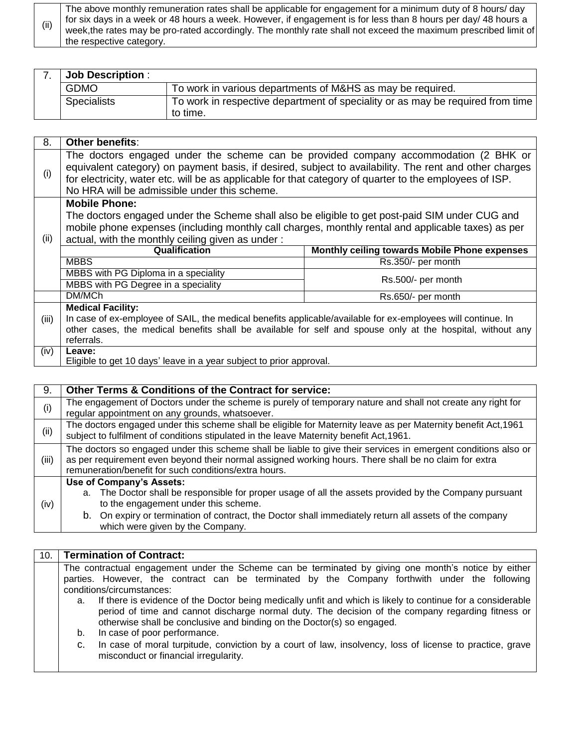| (ii) | The above monthly remuneration rates shall be applicable for engagement for a minimum duty of 8 hours/ day for six days in a week or 48 hours a week. However, if engagement is for less than 8 hours per day/ 48 hours a week,the rates may be pro-rated accordingly. The monthly rate shall not exceed the maximum prescribed limit of the respective category. |
|---|---|

| 7. | **Job Description** : | |
|---|---|---|
| | GDMO | To work in various departments of M&HS as may be required. |
| | Specialists | To work in respective department of speciality or as may be required from time to time. |

| 8. | **Other benefits**: | |
|---|---|---|
| (i) | The doctors engaged under the scheme can be provided company accommodation (2 BHK or equivalent category) on payment basis, if desired, subject to availability. The rent and other charges for electricity, water etc. will be as applicable for that category of quarter to the employees of ISP. No HRA will be admissible under this scheme. | |
| (ii) | **Mobile Phone:** The doctors engaged under the Scheme shall also be eligible to get post-paid SIM under CUG and mobile phone expenses (including monthly call charges, monthly rental and applicable taxes) as per actual, with the monthly ceiling given as under : | |
| | **Qualification** | **Monthly ceiling towards Mobile Phone expenses** |
| | MBBS | Rs.350/- per month |
| | MBBS with PG Diploma in a speciality | Rs.500/- per month |
| | MBBS with PG Degree in a speciality | |
| | DM/MCh | Rs.650/- per month |
| (iii) | **Medical Facility:** In case of ex-employee of SAIL, the medical benefits applicable/available for ex-employees will continue. In other cases, the medical benefits shall be available for self and spouse only at the hospital, without any referrals. | |
| (iv) | **Leave:** Eligible to get 10 days' leave in a year subject to prior approval. | |

| 9. | **Other Terms & Conditions of the Contract for service:** |
|---|---|
| (i) | The engagement of Doctors under the scheme is purely of temporary nature and shall not create any right for regular appointment on any grounds, whatsoever. |
| (ii) | The doctors engaged under this scheme shall be eligible for Maternity leave as per Maternity benefit Act,1961 subject to fulfilment of conditions stipulated in the leave Maternity benefit Act,1961. |
| (iii) | The doctors so engaged under this scheme shall be liable to give their services in emergent conditions also or as per requirement even beyond their normal assigned working hours. There shall be no claim for extra remuneration/benefit for such conditions/extra hours. |
| (iv) | **Use of Company's Assets:** a. The Doctor shall be responsible for proper usage of all the assets provided by the Company pursuant to the engagement under this scheme. b. On expiry or termination of contract, the Doctor shall immediately return all assets of the company which were given by the Company. |

| 10. | **Termination of Contract:** |
|---|---|
| | The contractual engagement under the Scheme can be terminated by giving one month's notice by either parties. However, the contract can be terminated by the Company forthwith under the following conditions/circumstances: a. If there is evidence of the Doctor being medically unfit and which is likely to continue for a considerable period of time and cannot discharge normal duty. The decision of the company regarding fitness or otherwise shall be conclusive and binding on the Doctor(s) so engaged. b. In case of poor performance. c. In case of moral turpitude, conviction by a court of law, insolvency, loss of license to practice, grave misconduct or financial irregularity. |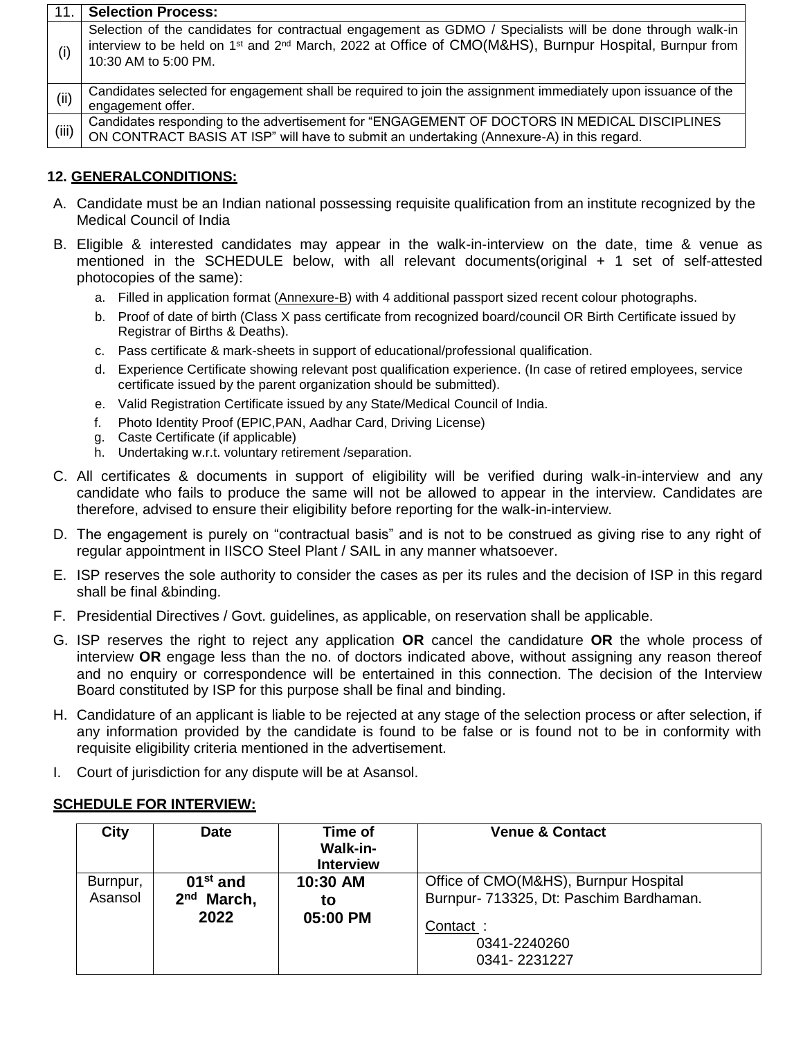| 11. | **Selection Process:** |
|---|---|
| (i) | Selection of the candidates for contractual engagement as GDMO / Specialists will be done through walk-in interview to be held on 1st and 2nd March, 2022 at Office of CMO(M&HS), Burnpur Hospital, Burnpur from 10:30 AM to 5:00 PM. |
| (ii) | Candidates selected for engagement shall be required to join the assignment immediately upon issuance of the engagement offer. |
| (iii) | Candidates responding to the advertisement for "ENGAGEMENT OF DOCTORS IN MEDICAL DISCIPLINES ON CONTRACT BASIS AT ISP" will have to submit an undertaking (Annexure-A) in this regard. |

## 12. GENERALCONDITIONS:

A. Candidate must be an Indian national possessing requisite qualification from an institute recognized by the Medical Council of India

B. Eligible & interested candidates may appear in the walk-in-interview on the date, time & venue as mentioned in the SCHEDULE below, with all relevant documents(original + 1 set of self-attested photocopies of the same):

   a. Filled in application format (Annexure-B) with 4 additional passport sized recent colour photographs.
   b. Proof of date of birth (Class X pass certificate from recognized board/council OR Birth Certificate issued by Registrar of Births & Deaths).
   c. Pass certificate & mark-sheets in support of educational/professional qualification.
   d. Experience Certificate showing relevant post qualification experience. (In case of retired employees, service certificate issued by the parent organization should be submitted).
   e. Valid Registration Certificate issued by any State/Medical Council of India.
   f. Photo Identity Proof (EPIC,PAN, Aadhar Card, Driving License)
   g. Caste Certificate (if applicable)
   h. Undertaking w.r.t. voluntary retirement /separation.

C. All certificates & documents in support of eligibility will be verified during walk-in-interview and any candidate who fails to produce the same will not be allowed to appear in the interview. Candidates are therefore, advised to ensure their eligibility before reporting for the walk-in-interview.

D. The engagement is purely on "contractual basis" and is not to be construed as giving rise to any right of regular appointment in IISCO Steel Plant / SAIL in any manner whatsoever.

E. ISP reserves the sole authority to consider the cases as per its rules and the decision of ISP in this regard shall be final &binding.

F. Presidential Directives / Govt. guidelines, as applicable, on reservation shall be applicable.

G. ISP reserves the right to reject any application **OR** cancel the candidature **OR** the whole process of interview **OR** engage less than the no. of doctors indicated above, without assigning any reason thereof and no enquiry or correspondence will be entertained in this connection. The decision of the Interview Board constituted by ISP for this purpose shall be final and binding.

H. Candidature of an applicant is liable to be rejected at any stage of the selection process or after selection, if any information provided by the candidate is found to be false or is found not to be in conformity with requisite eligibility criteria mentioned in the advertisement.

I. Court of jurisdiction for any dispute will be at Asansol.

**SCHEDULE FOR INTERVIEW:**

| City | Date | Time of Walk-in-Interview | Venue & Contact |
|---|---|---|---|
| Burnpur, Asansol | **01st and 2nd March, 2022** | **10:30 AM to 05:00 PM** | Office of CMO(M&HS), Burnpur Hospital Burnpur- 713325, Dt: Paschim Bardhaman. Contact : 0341-2240260 0341- 2231227 |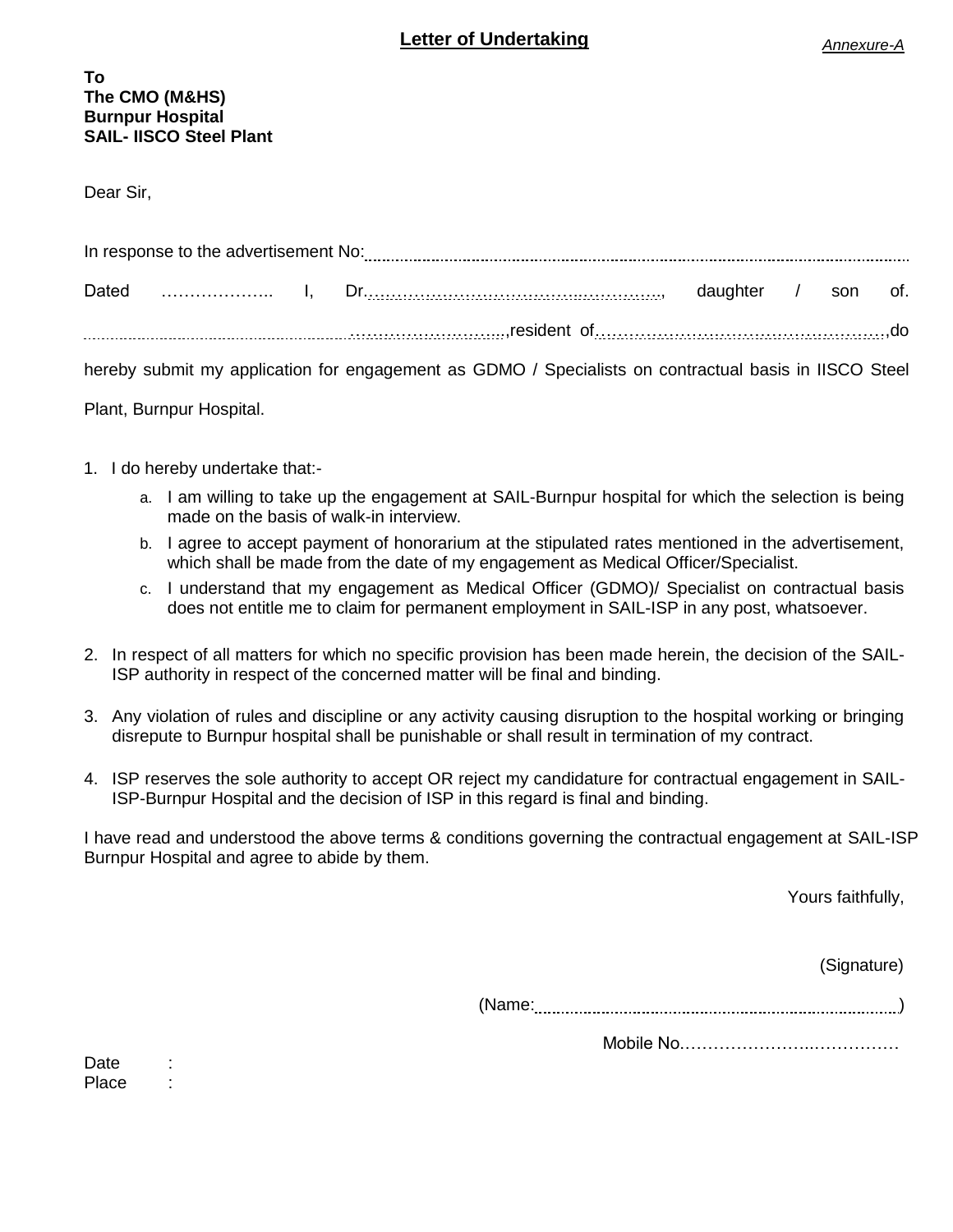*Annexure-A*

# Letter of Undertaking

**To**
**The CMO (M&HS)**
**Burnpur Hospital**
**SAIL- IISCO Steel Plant**

Dear Sir,

In response to the advertisement No:……………………………………………………………………

Dated ……………….. I, Dr.……………………………………………, daughter / son of. ………………………………………………………………,resident of………………………………………………,do hereby submit my application for engagement as GDMO / Specialists on contractual basis in IISCO Steel Plant, Burnpur Hospital.

1. I do hereby undertake that:-
   a. I am willing to take up the engagement at SAIL-Burnpur hospital for which the selection is being made on the basis of walk-in interview.
   b. I agree to accept payment of honorarium at the stipulated rates mentioned in the advertisement, which shall be made from the date of my engagement as Medical Officer/Specialist.
   c. I understand that my engagement as Medical Officer (GDMO)/ Specialist on contractual basis does not entitle me to claim for permanent employment in SAIL-ISP in any post, whatsoever.
2. In respect of all matters for which no specific provision has been made herein, the decision of the SAIL-ISP authority in respect of the concerned matter will be final and binding.
3. Any violation of rules and discipline or any activity causing disruption to the hospital working or bringing disrepute to Burnpur hospital shall be punishable or shall result in termination of my contract.
4. ISP reserves the sole authority to accept OR reject my candidature for contractual engagement in SAIL-ISP-Burnpur Hospital and the decision of ISP in this regard is final and binding.

I have read and understood the above terms & conditions governing the contractual engagement at SAIL-ISP Burnpur Hospital and agree to abide by them.

Yours faithfully,

(Signature)

(Name:……………………………………………………)

Mobile No.…………………….……………

Date :
Place :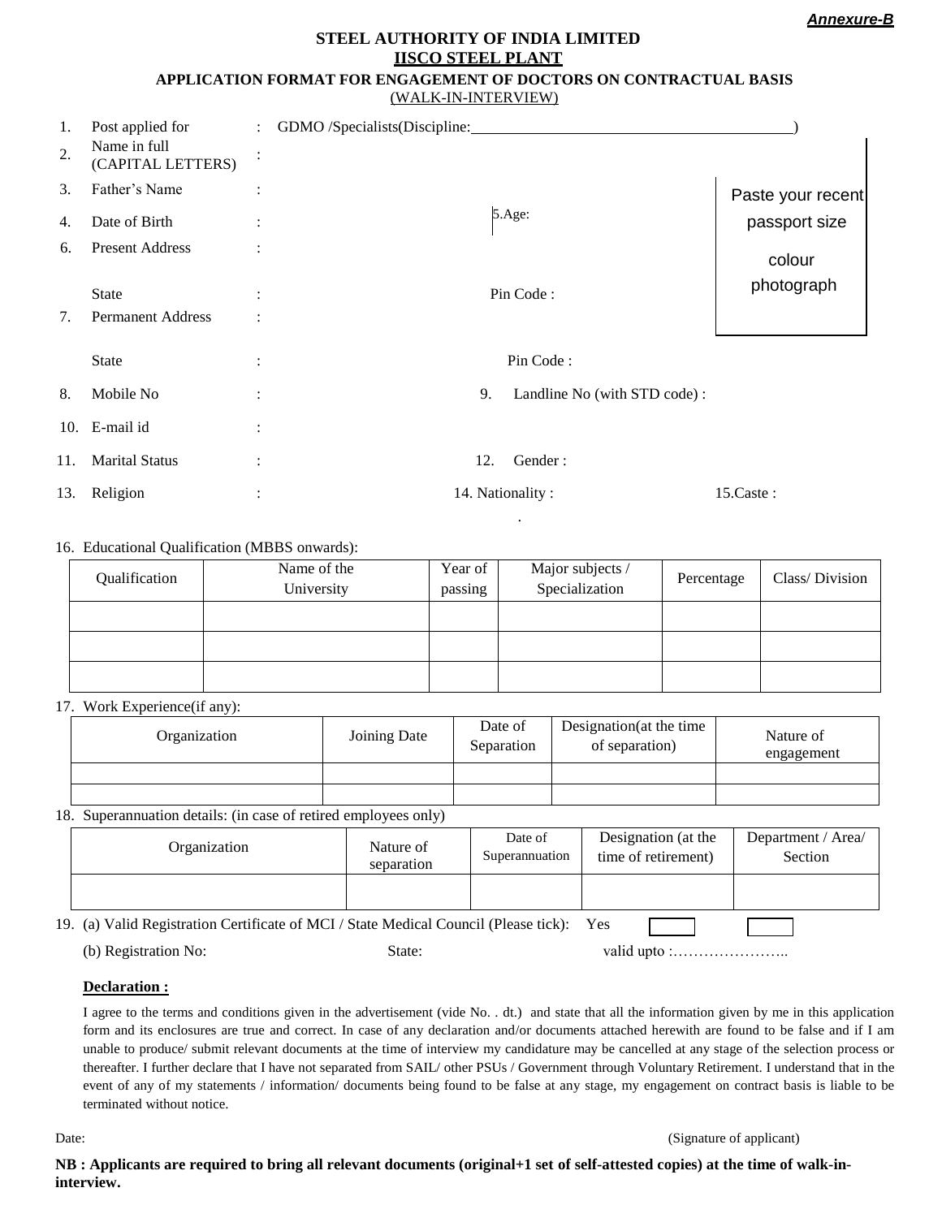*Annexure-B*

**STEEL AUTHORITY OF INDIA LIMITED**

**IISCO STEEL PLANT**

**APPLICATION FORMAT FOR ENGAGEMENT OF DOCTORS ON CONTRACTUAL BASIS**

(WALK-IN-INTERVIEW)

1. Post applied for : GDMO /Specialists(Discipline:________________________________)
2. Name in full (CAPITAL LETTERS) :
3. Father's Name :
4. Date of Birth : 5.Age:
6. Present Address :

   State : Pin Code :
7. Permanent Address :

   State : Pin Code :
8. Mobile No : 9. Landline No (with STD code) :
10. E-mail id :
11. Marital Status : 12. Gender :
13. Religion : 14. Nationality : 15.Caste :

Paste your recent passport size colour photograph

16. Educational Qualification (MBBS onwards):

| Qualification | Name of the University | Year of passing | Major subjects / Specialization | Percentage | Class/ Division |
|---|---|---|---|---|---|
| | | | | | |
| | | | | | |
| | | | | | |

17. Work Experience(if any):

| Organization | Joining Date | Date of Separation | Designation(at the time of separation) | Nature of engagement |
|---|---|---|---|---|
| | | | | |
| | | | | |

18. Superannuation details: (in case of retired employees only)

| Organization | Nature of separation | Date of Superannuation | Designation (at the time of retirement) | Department / Area/ Section |
|---|---|---|---|---|
| | | | | |

19. (a) Valid Registration Certificate of MCI / State Medical Council (Please tick): Yes ☐ ☐

    (b) Registration No: State: valid upto :…………………..

**Declaration :**

I agree to the terms and conditions given in the advertisement (vide No. . dt.) and state that all the information given by me in this application form and its enclosures are true and correct. In case of any declaration and/or documents attached herewith are found to be false and if I am unable to produce/ submit relevant documents at the time of interview my candidature may be cancelled at any stage of the selection process or thereafter. I further declare that I have not separated from SAIL/ other PSUs / Government through Voluntary Retirement. I understand that in the event of any of my statements / information/ documents being found to be false at any stage, my engagement on contract basis is liable to be terminated without notice.

Date: (Signature of applicant)

**NB : Applicants are required to bring all relevant documents (original+1 set of self-attested copies) at the time of walk-in-interview.**